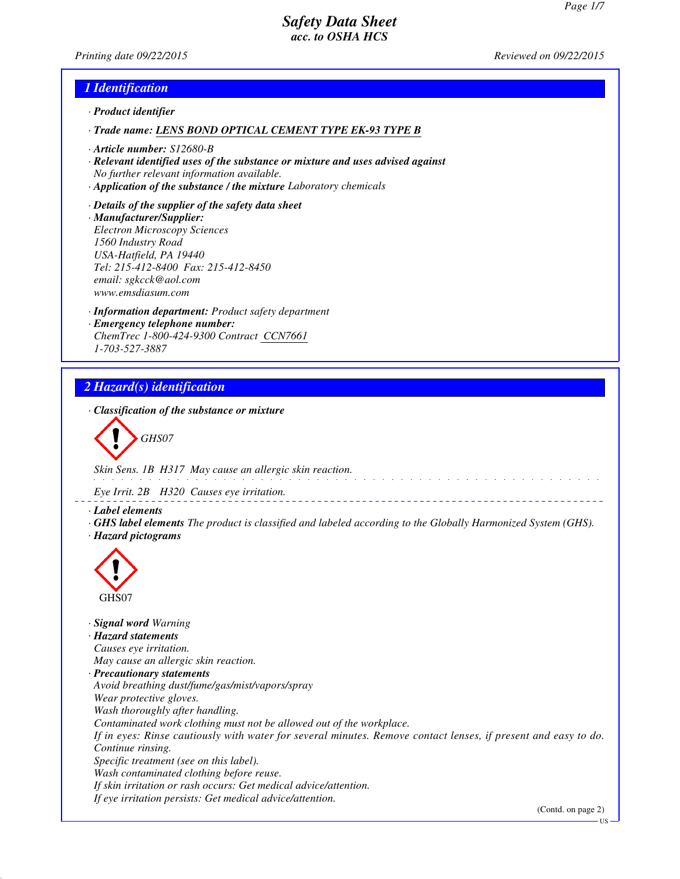# Safety Data Sheet
*acc. to OSHA HCS*

Printing date 09/22/2015 Reviewed on 09/22/2015

## 1 Identification

- **Product identifier**
- **Trade name:** LENS BOND OPTICAL CEMENT TYPE EK-93 TYPE B
- **Article number:** S12680-B
- **Relevant identified uses of the substance or mixture and uses advised against**
  No further relevant information available.
- **Application of the substance / the mixture** Laboratory chemicals
- **Details of the supplier of the safety data sheet**
- **Manufacturer/Supplier:**
  Electron Microscopy Sciences
  1560 Industry Road
  USA-Hatfield, PA 19440
  Tel: 215-412-8400 Fax: 215-412-8450
  email: sgkcck@aol.com
  www.emsdiasum.com
- **Information department:** Product safety department
- **Emergency telephone number:**
  ChemTrec 1-800-424-9300 Contract CCN7661
  1-703-527-3887

## 2 Hazard(s) identification

- **Classification of the substance or mixture**

  GHS07

  Skin Sens. 1B H317 May cause an allergic skin reaction.

  Eye Irrit. 2B H320 Causes eye irritation.

- **Label elements**
- **GHS label elements** The product is classified and labeled according to the Globally Harmonized System (GHS).
- **Hazard pictograms**

  GHS07

- **Signal word** Warning
- **Hazard statements**
  Causes eye irritation.
  May cause an allergic skin reaction.
- **Precautionary statements**
  Avoid breathing dust/fume/gas/mist/vapors/spray
  Wear protective gloves.
  Wash thoroughly after handling.
  Contaminated work clothing must not be allowed out of the workplace.
  If in eyes: Rinse cautiously with water for several minutes. Remove contact lenses, if present and easy to do. Continue rinsing.
  Specific treatment (see on this label).
  Wash contaminated clothing before reuse.
  If skin irritation or rash occurs: Get medical advice/attention.
  If eye irritation persists: Get medical advice/attention.

(Contd. on page 2)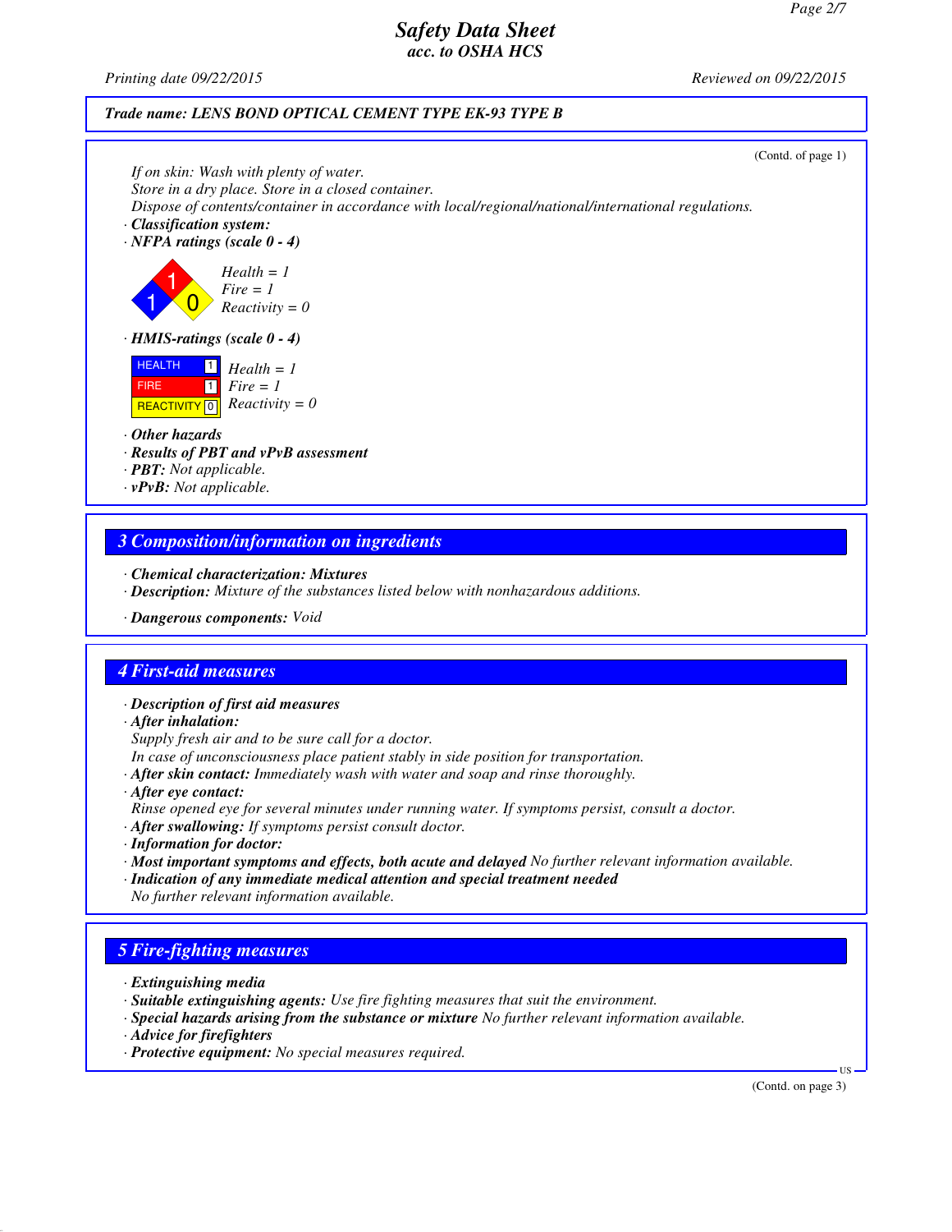**Trade name: LENS BOND OPTICAL CEMENT TYPE EK-93 TYPE B**

(Contd. of page 1)

If on skin: Wash with plenty of water.
Store in a dry place. Store in a closed container.
Dispose of contents/container in accordance with local/regional/national/international regulations.

· **Classification system:**

· **NFPA ratings (scale 0 - 4)**

Health = 1
Fire = 1
Reactivity = 0

· **HMIS-ratings (scale 0 - 4)**

| | |
|---|---|
| HEALTH | 1 |
| FIRE | 1 |
| REACTIVITY | 0 |

Health = 1
Fire = 1
Reactivity = 0

· **Other hazards**
· **Results of PBT and vPvB assessment**
· **PBT:** Not applicable.
· **vPvB:** Not applicable.

## 3 Composition/information on ingredients

· **Chemical characterization: Mixtures**
· **Description:** Mixture of the substances listed below with nonhazardous additions.

· **Dangerous components:** Void

## 4 First-aid measures

· **Description of first aid measures**
· **After inhalation:**
Supply fresh air and to be sure call for a doctor.
In case of unconsciousness place patient stably in side position for transportation.
· **After skin contact:** Immediately wash with water and soap and rinse thoroughly.
· **After eye contact:**
Rinse opened eye for several minutes under running water. If symptoms persist, consult a doctor.
· **After swallowing:** If symptoms persist consult doctor.
· **Information for doctor:**
· **Most important symptoms and effects, both acute and delayed** No further relevant information available.
· **Indication of any immediate medical attention and special treatment needed**
No further relevant information available.

## 5 Fire-fighting measures

· **Extinguishing media**
· **Suitable extinguishing agents:** Use fire fighting measures that suit the environment.
· **Special hazards arising from the substance or mixture** No further relevant information available.
· **Advice for firefighters**
· **Protective equipment:** No special measures required.

(Contd. on page 3)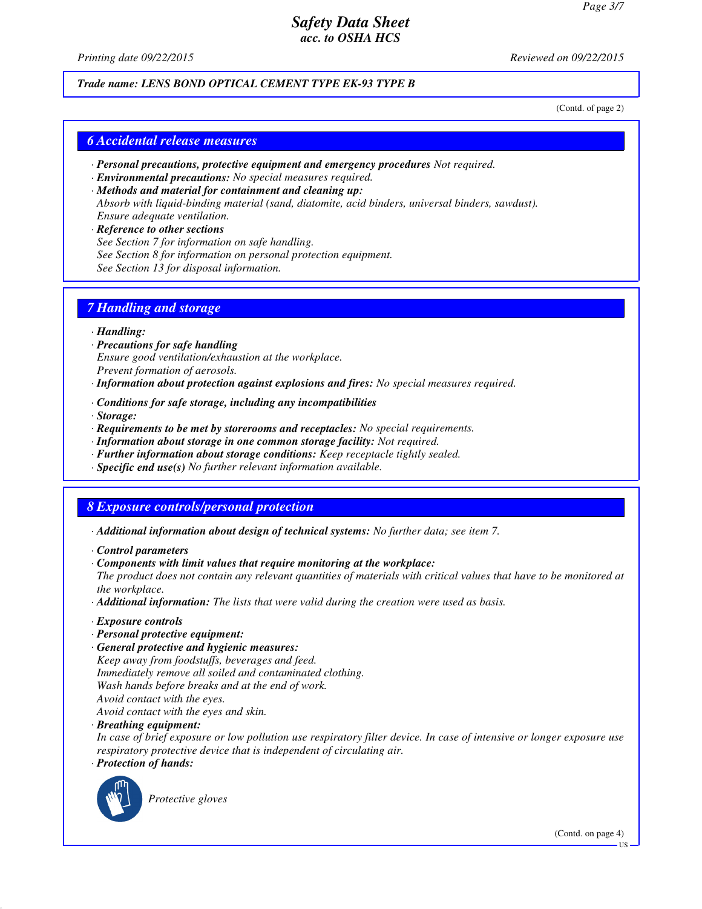**Trade name: LENS BOND OPTICAL CEMENT TYPE EK-93 TYPE B**

(Contd. of page 2)

## 6 Accidental release measures

· **Personal precautions, protective equipment and emergency procedures** Not required.
· **Environmental precautions:** No special measures required.
· **Methods and material for containment and cleaning up:**
Absorb with liquid-binding material (sand, diatomite, acid binders, universal binders, sawdust).
Ensure adequate ventilation.
· **Reference to other sections**
See Section 7 for information on safe handling.
See Section 8 for information on personal protection equipment.
See Section 13 for disposal information.

## 7 Handling and storage

· **Handling:**
· **Precautions for safe handling**
Ensure good ventilation/exhaustion at the workplace.
Prevent formation of aerosols.
· **Information about protection against explosions and fires:** No special measures required.

· **Conditions for safe storage, including any incompatibilities**
· **Storage:**
· **Requirements to be met by storerooms and receptacles:** No special requirements.
· **Information about storage in one common storage facility:** Not required.
· **Further information about storage conditions:** Keep receptacle tightly sealed.
· **Specific end use(s)** No further relevant information available.

## 8 Exposure controls/personal protection

· **Additional information about design of technical systems:** No further data; see item 7.

· **Control parameters**
· **Components with limit values that require monitoring at the workplace:**
The product does not contain any relevant quantities of materials with critical values that have to be monitored at the workplace.
· **Additional information:** The lists that were valid during the creation were used as basis.

· **Exposure controls**
· **Personal protective equipment:**
· **General protective and hygienic measures:**
Keep away from foodstuffs, beverages and feed.
Immediately remove all soiled and contaminated clothing.
Wash hands before breaks and at the end of work.
Avoid contact with the eyes.
Avoid contact with the eyes and skin.
· **Breathing equipment:**
In case of brief exposure or low pollution use respiratory filter device. In case of intensive or longer exposure use respiratory protective device that is independent of circulating air.
· **Protection of hands:**

Protective gloves

(Contd. on page 4)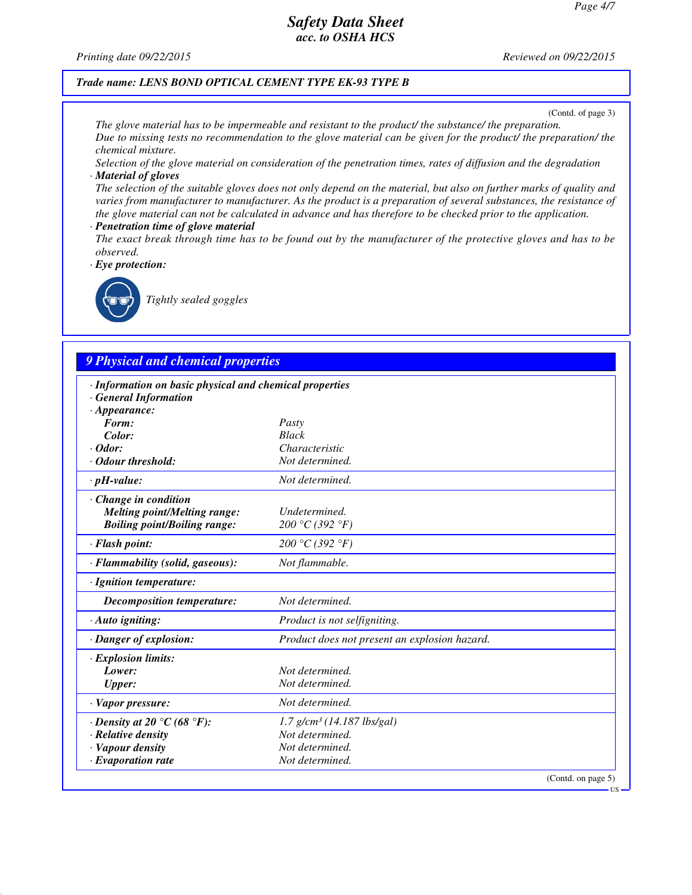**Trade name: LENS BOND OPTICAL CEMENT TYPE EK-93 TYPE B**

(Contd. of page 3)

The glove material has to be impermeable and resistant to the product/ the substance/ the preparation.
Due to missing tests no recommendation to the glove material can be given for the product/ the preparation/ the chemical mixture.
Selection of the glove material on consideration of the penetration times, rates of diffusion and the degradation

· **Material of gloves**
The selection of the suitable gloves does not only depend on the material, but also on further marks of quality and varies from manufacturer to manufacturer. As the product is a preparation of several substances, the resistance of the glove material can not be calculated in advance and has therefore to be checked prior to the application.

· **Penetration time of glove material**
The exact break through time has to be found out by the manufacturer of the protective gloves and has to be observed.

· **Eye protection:**
Tightly sealed goggles

## 9 Physical and chemical properties

| · **Information on basic physical and chemical properties** | |
|---|---|
| · **General Information** | |
| · **Appearance:** | |
| **Form:** | Pasty |
| **Color:** | Black |
| · **Odor:** | Characteristic |
| · **Odour threshold:** | Not determined. |
| · **pH-value:** | Not determined. |
| · **Change in condition** | |
| **Melting point/Melting range:** | Undetermined. |
| **Boiling point/Boiling range:** | 200 °C (392 °F) |
| · **Flash point:** | 200 °C (392 °F) |
| · **Flammability (solid, gaseous):** | Not flammable. |
| · **Ignition temperature:** | |
| **Decomposition temperature:** | Not determined. |
| · **Auto igniting:** | Product is not selfigniting. |
| · **Danger of explosion:** | Product does not present an explosion hazard. |
| · **Explosion limits:** | |
| **Lower:** | Not determined. |
| **Upper:** | Not determined. |
| · **Vapor pressure:** | Not determined. |
| · **Density at 20 °C (68 °F):** | 1.7 g/cm³ (14.187 lbs/gal) |
| · **Relative density** | Not determined. |
| · **Vapour density** | Not determined. |
| · **Evaporation rate** | Not determined. |

(Contd. on page 5)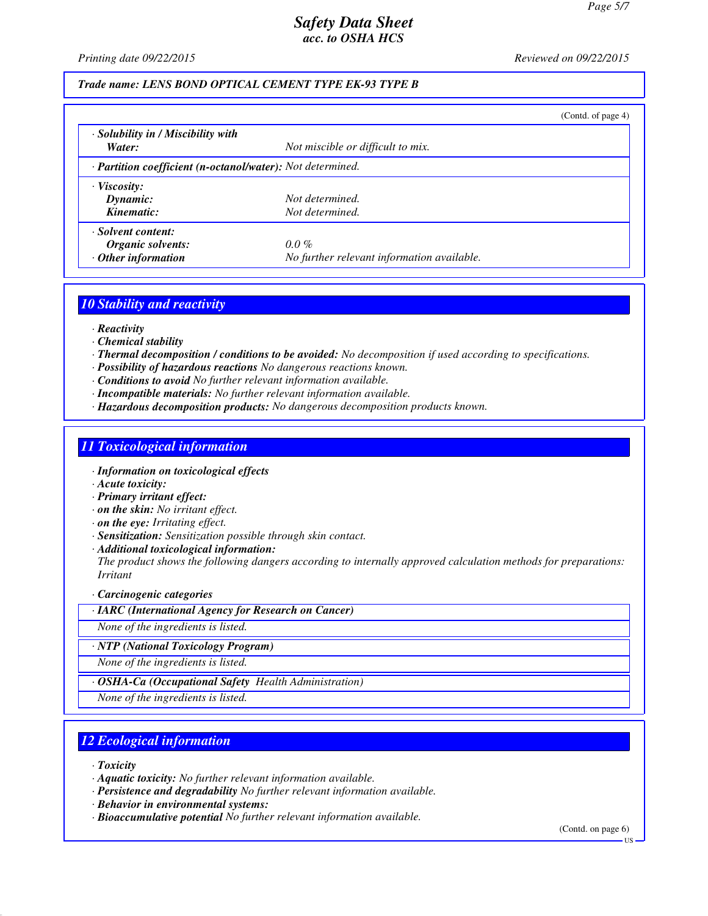**Trade name: LENS BOND OPTICAL CEMENT TYPE EK-93 TYPE B**

(Contd. of page 4)

| | |
|---|---|
| · **Solubility in / Miscibility with** | |
| **Water:** | Not miscible or difficult to mix. |
| · **Partition coefficient (n-octanol/water):** | Not determined. |
| · **Viscosity:** | |
| **Dynamic:** | Not determined. |
| **Kinematic:** | Not determined. |
| · **Solvent content:** | |
| **Organic solvents:** | 0.0 % |
| · **Other information** | No further relevant information available. |

## 10 Stability and reactivity

· **Reactivity**
· **Chemical stability**
· **Thermal decomposition / conditions to be avoided:** No decomposition if used according to specifications.
· **Possibility of hazardous reactions** No dangerous reactions known.
· **Conditions to avoid** No further relevant information available.
· **Incompatible materials:** No further relevant information available.
· **Hazardous decomposition products:** No dangerous decomposition products known.

## 11 Toxicological information

· **Information on toxicological effects**
· **Acute toxicity:**
· **Primary irritant effect:**
· **on the skin:** No irritant effect.
· **on the eye:** Irritating effect.
· **Sensitization:** Sensitization possible through skin contact.
· **Additional toxicological information:**
The product shows the following dangers according to internally approved calculation methods for preparations:
Irritant

· **Carcinogenic categories**

| · **IARC (International Agency for Research on Cancer)** |
|---|
| None of the ingredients is listed. |

| · **NTP (National Toxicology Program)** |
|---|
| None of the ingredients is listed. |

| · **OSHA-Ca (Occupational Safety Health Administration)** |
|---|
| None of the ingredients is listed. |

## 12 Ecological information

· **Toxicity**
· **Aquatic toxicity:** No further relevant information available.
· **Persistence and degradability** No further relevant information available.
· **Behavior in environmental systems:**
· **Bioaccumulative potential** No further relevant information available.

(Contd. on page 6)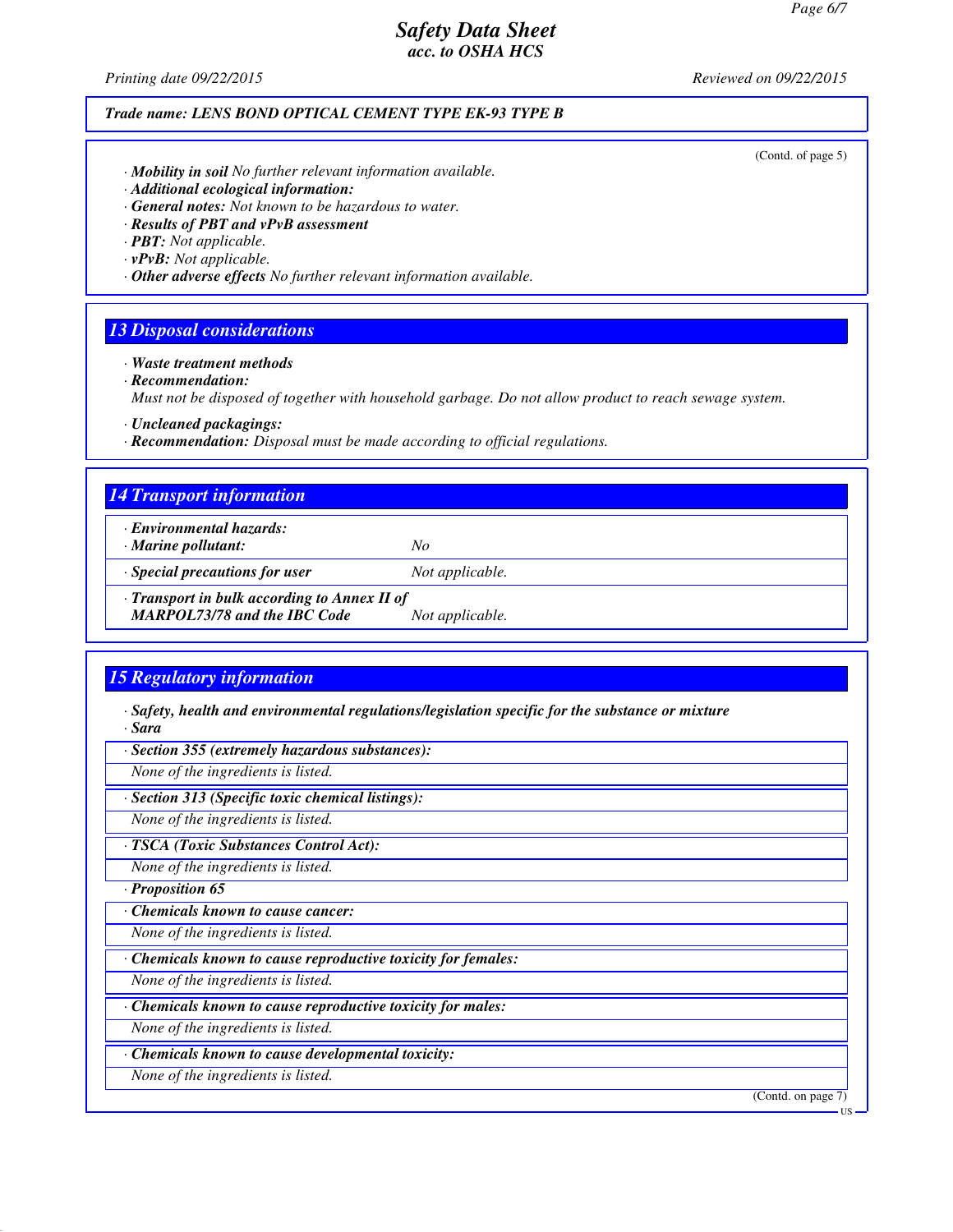Trade name: LENS BOND OPTICAL CEMENT TYPE EK-93 TYPE B

(Contd. of page 5)

· **Mobility in soil** No further relevant information available.
· **Additional ecological information:**
· **General notes:** Not known to be hazardous to water.
· **Results of PBT and vPvB assessment**
· **PBT:** Not applicable.
· **vPvB:** Not applicable.
· **Other adverse effects** No further relevant information available.

## 13 Disposal considerations

· **Waste treatment methods**
· **Recommendation:**
Must not be disposed of together with household garbage. Do not allow product to reach sewage system.

· **Uncleaned packagings:**
· **Recommendation:** Disposal must be made according to official regulations.

## 14 Transport information

| | |
|---|---|
| · **Environmental hazards:** | |
| · **Marine pollutant:** | No |
| · **Special precautions for user** | Not applicable. |
| · **Transport in bulk according to Annex II of MARPOL73/78 and the IBC Code** | Not applicable. |

## 15 Regulatory information

· **Safety, health and environmental regulations/legislation specific for the substance or mixture**
· **Sara**

· **Section 355 (extremely hazardous substances):**
None of the ingredients is listed.

· **Section 313 (Specific toxic chemical listings):**
None of the ingredients is listed.

· **TSCA (Toxic Substances Control Act):**
None of the ingredients is listed.

· **Proposition 65**

· **Chemicals known to cause cancer:**
None of the ingredients is listed.

· **Chemicals known to cause reproductive toxicity for females:**
None of the ingredients is listed.

· **Chemicals known to cause reproductive toxicity for males:**
None of the ingredients is listed.

· **Chemicals known to cause developmental toxicity:**
None of the ingredients is listed.

(Contd. on page 7)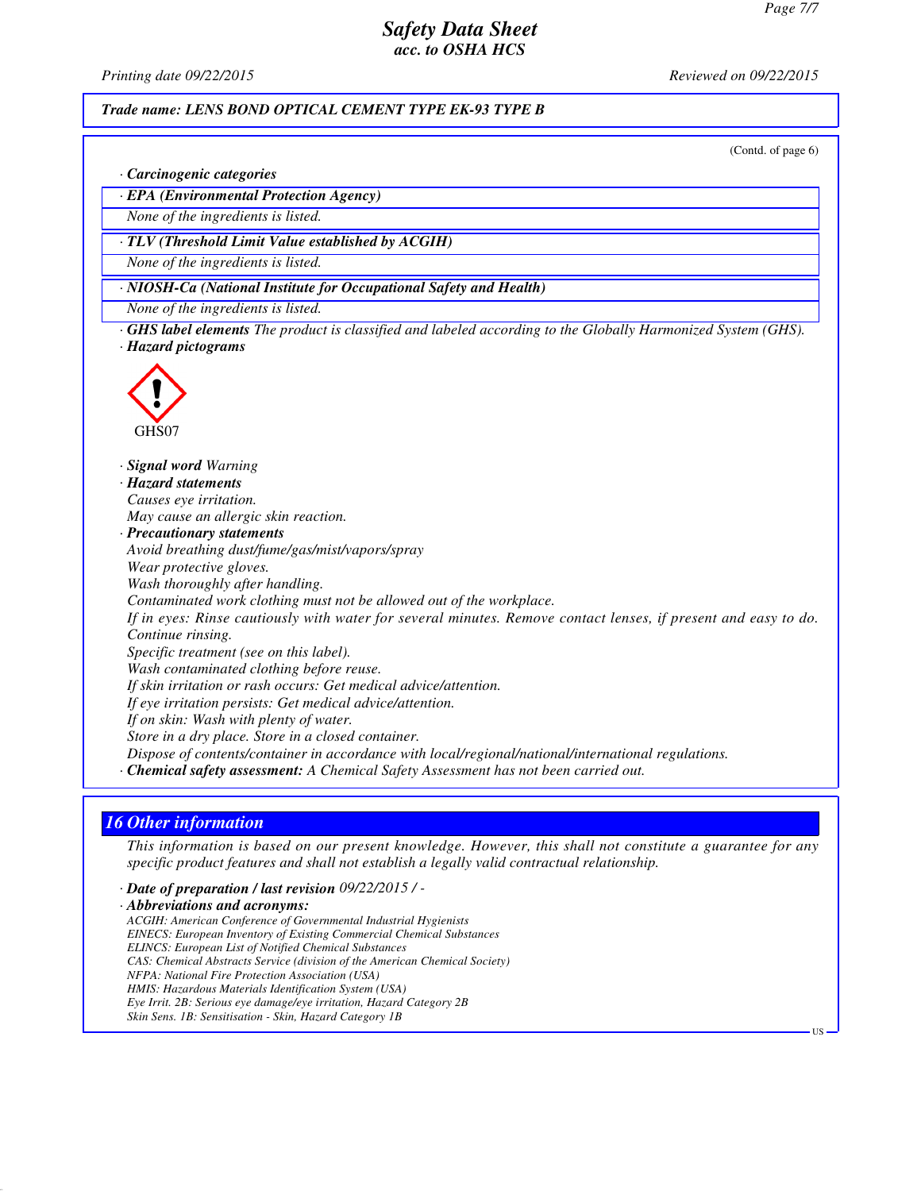**Trade name: LENS BOND OPTICAL CEMENT TYPE EK-93 TYPE B**

(Contd. of page 6)

· **Carcinogenic categories**

· **EPA (Environmental Protection Agency)**

None of the ingredients is listed.

· **TLV (Threshold Limit Value established by ACGIH)**

None of the ingredients is listed.

· **NIOSH-Ca (National Institute for Occupational Safety and Health)**

None of the ingredients is listed.

· **GHS label elements** The product is classified and labeled according to the Globally Harmonized System (GHS).

· **Hazard pictograms**

GHS07

· **Signal word** Warning

· **Hazard statements**

Causes eye irritation.
May cause an allergic skin reaction.

· **Precautionary statements**

Avoid breathing dust/fume/gas/mist/vapors/spray
Wear protective gloves.
Wash thoroughly after handling.
Contaminated work clothing must not be allowed out of the workplace.
If in eyes: Rinse cautiously with water for several minutes. Remove contact lenses, if present and easy to do. Continue rinsing.
Specific treatment (see on this label).
Wash contaminated clothing before reuse.
If skin irritation or rash occurs: Get medical advice/attention.
If eye irritation persists: Get medical advice/attention.
If on skin: Wash with plenty of water.
Store in a dry place. Store in a closed container.
Dispose of contents/container in accordance with local/regional/national/international regulations.

· **Chemical safety assessment:** A Chemical Safety Assessment has not been carried out.

## 16 Other information

This information is based on our present knowledge. However, this shall not constitute a guarantee for any specific product features and shall not establish a legally valid contractual relationship.

· **Date of preparation / last revision** 09/22/2015 / -

· **Abbreviations and acronyms:**

ACGIH: American Conference of Governmental Industrial Hygienists
EINECS: European Inventory of Existing Commercial Chemical Substances
ELINCS: European List of Notified Chemical Substances
CAS: Chemical Abstracts Service (division of the American Chemical Society)
NFPA: National Fire Protection Association (USA)
HMIS: Hazardous Materials Identification System (USA)
Eye Irrit. 2B: Serious eye damage/eye irritation, Hazard Category 2B
Skin Sens. 1B: Sensitisation - Skin, Hazard Category 1B